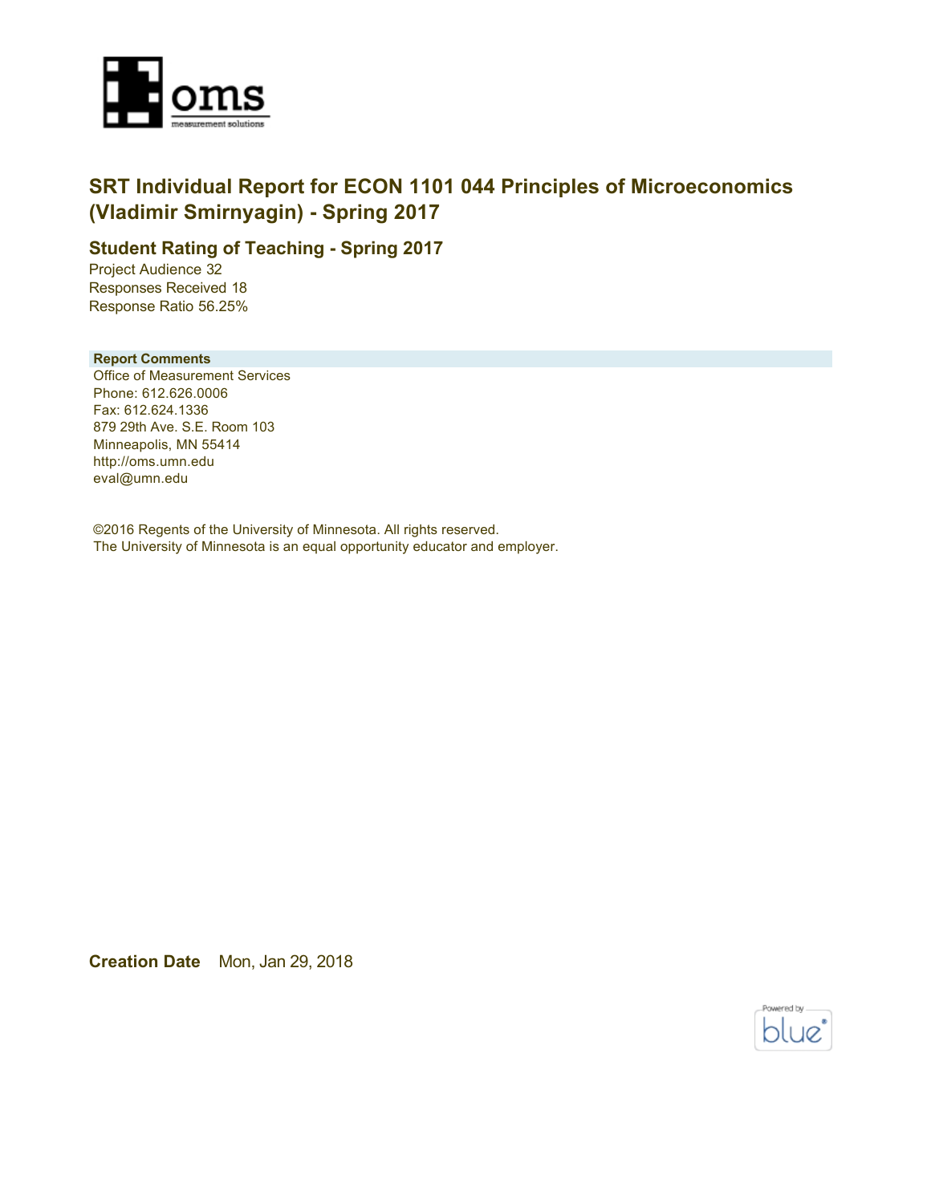oms
measurement solutions

# SRT Individual Report for ECON 1101 044 Principles of Microeconomics (Vladimir Smirnyagin) - Spring 2017

## Student Rating of Teaching - Spring 2017

Project Audience 32
Responses Received 18
Response Ratio 56.25%

**Report Comments**

Office of Measurement Services
Phone: 612.626.0006
Fax: 612.624.1336
879 29th Ave. S.E. Room 103
Minneapolis, MN 55414
http://oms.umn.edu
eval@umn.edu

©2016 Regents of the University of Minnesota. All rights reserved.
The University of Minnesota is an equal opportunity educator and employer.

**Creation Date** Mon, Jan 29, 2018

Powered by blue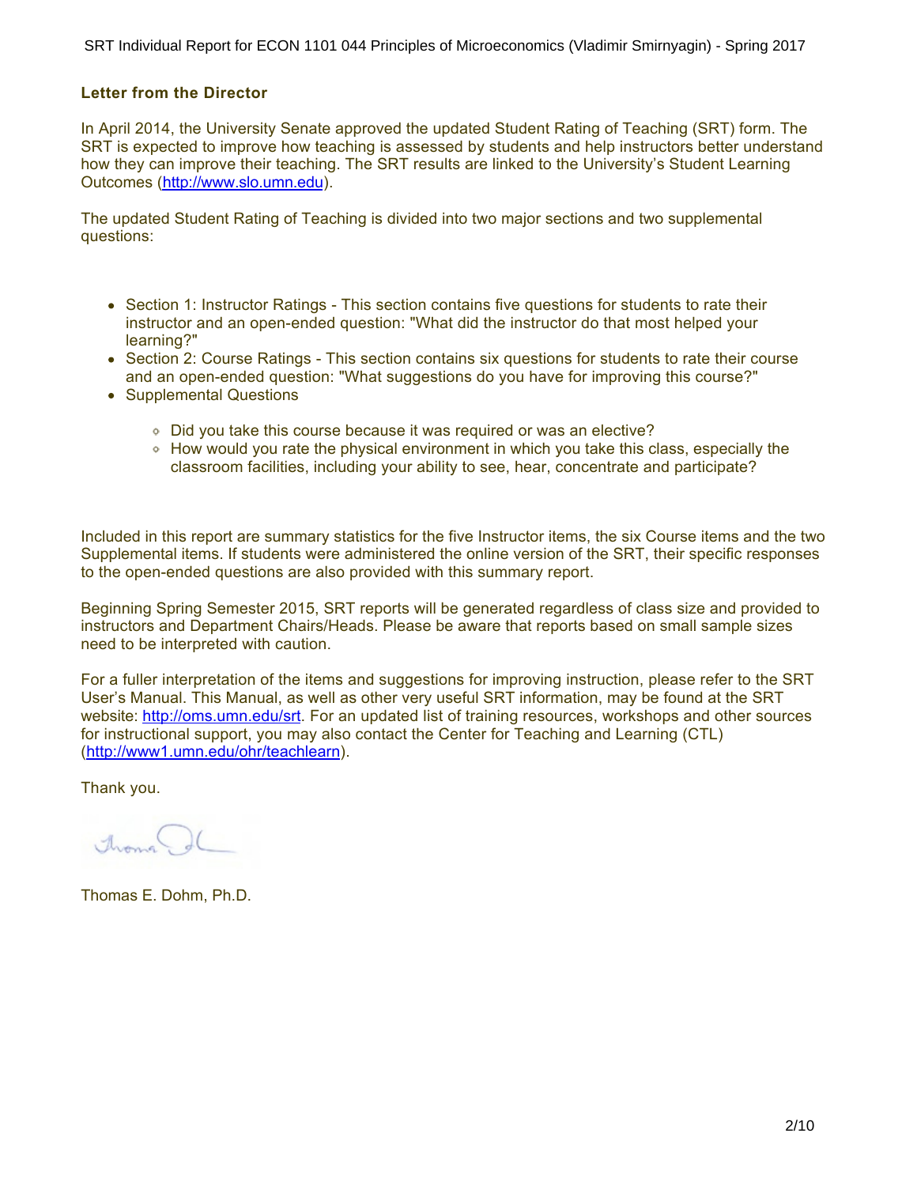## Letter from the Director

In April 2014, the University Senate approved the updated Student Rating of Teaching (SRT) form. The SRT is expected to improve how teaching is assessed by students and help instructors better understand how they can improve their teaching. The SRT results are linked to the University's Student Learning Outcomes (http://www.slo.umn.edu).

The updated Student Rating of Teaching is divided into two major sections and two supplemental questions:

- Section 1: Instructor Ratings - This section contains five questions for students to rate their instructor and an open-ended question: "What did the instructor do that most helped your learning?"
- Section 2: Course Ratings - This section contains six questions for students to rate their course and an open-ended question: "What suggestions do you have for improving this course?"
- Supplemental Questions
  - Did you take this course because it was required or was an elective?
  - How would you rate the physical environment in which you take this class, especially the classroom facilities, including your ability to see, hear, concentrate and participate?

Included in this report are summary statistics for the five Instructor items, the six Course items and the two Supplemental items. If students were administered the online version of the SRT, their specific responses to the open-ended questions are also provided with this summary report.

Beginning Spring Semester 2015, SRT reports will be generated regardless of class size and provided to instructors and Department Chairs/Heads. Please be aware that reports based on small sample sizes need to be interpreted with caution.

For a fuller interpretation of the items and suggestions for improving instruction, please refer to the SRT User's Manual. This Manual, as well as other very useful SRT information, may be found at the SRT website: http://oms.umn.edu/srt. For an updated list of training resources, workshops and other sources for instructional support, you may also contact the Center for Teaching and Learning (CTL) (http://www1.umn.edu/ohr/teachlearn).

Thank you.

Thomas E. Dohm, Ph.D.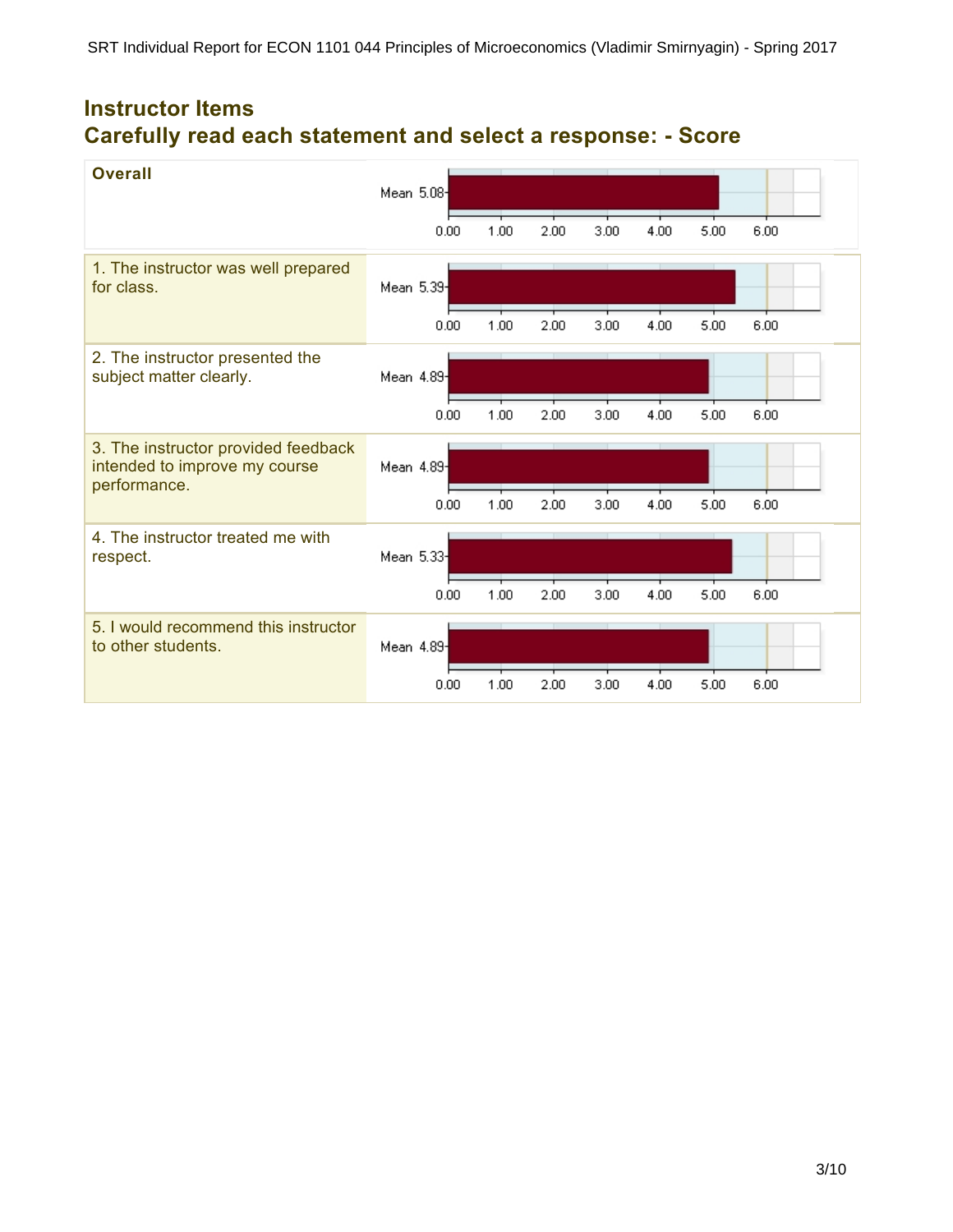## Instructor Items

## Carefully read each statement and select a response: - Score

| Item | Mean |
| --- | --- |
| **Overall** | 5.08 |
| 1. The instructor was well prepared for class. | 5.39 |
| 2. The instructor presented the subject matter clearly. | 4.89 |
| 3. The instructor provided feedback intended to improve my course performance. | 4.89 |
| 4. The instructor treated me with respect. | 5.33 |
| 5. I would recommend this instructor to other students. | 4.89 |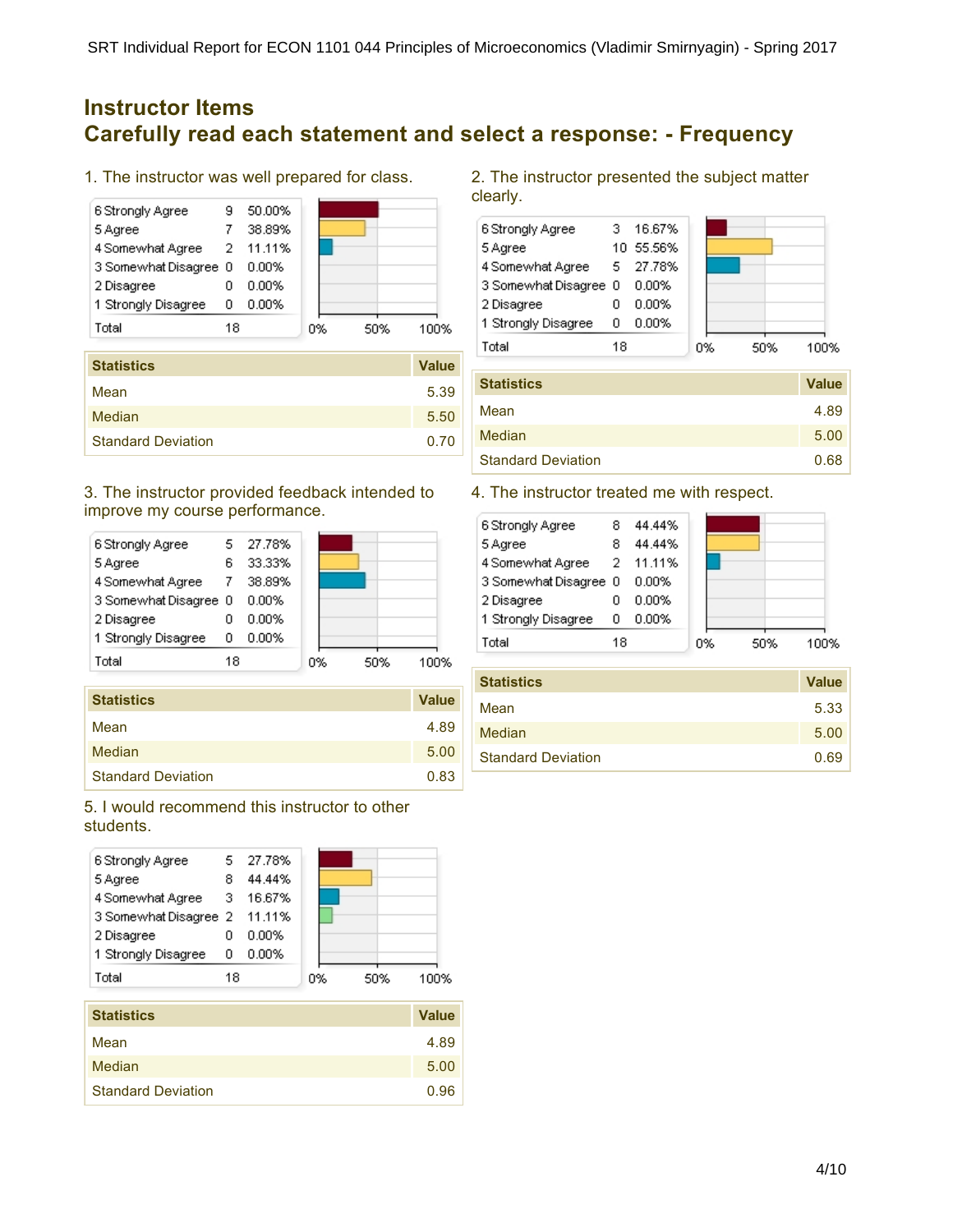# Instructor Items

## Carefully read each statement and select a response: - Frequency

### 1. The instructor was well prepared for class.

| Response | Count | Percent |
|---|---|---|
| 6 Strongly Agree | 9 | 50.00% |
| 5 Agree | 7 | 38.89% |
| 4 Somewhat Agree | 2 | 11.11% |
| 3 Somewhat Disagree | 0 | 0.00% |
| 2 Disagree | 0 | 0.00% |
| 1 Strongly Disagree | 0 | 0.00% |
| Total | 18 | |

| Statistics | Value |
|---|---|
| Mean | 5.39 |
| Median | 5.50 |
| Standard Deviation | 0.70 |

### 2. The instructor presented the subject matter clearly.

| Response | Count | Percent |
|---|---|---|
| 6 Strongly Agree | 3 | 16.67% |
| 5 Agree | 10 | 55.56% |
| 4 Somewhat Agree | 5 | 27.78% |
| 3 Somewhat Disagree | 0 | 0.00% |
| 2 Disagree | 0 | 0.00% |
| 1 Strongly Disagree | 0 | 0.00% |
| Total | 18 | |

| Statistics | Value |
|---|---|
| Mean | 4.89 |
| Median | 5.00 |
| Standard Deviation | 0.68 |

### 3. The instructor provided feedback intended to improve my course performance.

| Response | Count | Percent |
|---|---|---|
| 6 Strongly Agree | 5 | 27.78% |
| 5 Agree | 6 | 33.33% |
| 4 Somewhat Agree | 7 | 38.89% |
| 3 Somewhat Disagree | 0 | 0.00% |
| 2 Disagree | 0 | 0.00% |
| 1 Strongly Disagree | 0 | 0.00% |
| Total | 18 | |

| Statistics | Value |
|---|---|
| Mean | 4.89 |
| Median | 5.00 |
| Standard Deviation | 0.83 |

### 4. The instructor treated me with respect.

| Response | Count | Percent |
|---|---|---|
| 6 Strongly Agree | 8 | 44.44% |
| 5 Agree | 8 | 44.44% |
| 4 Somewhat Agree | 2 | 11.11% |
| 3 Somewhat Disagree | 0 | 0.00% |
| 2 Disagree | 0 | 0.00% |
| 1 Strongly Disagree | 0 | 0.00% |
| Total | 18 | |

| Statistics | Value |
|---|---|
| Mean | 5.33 |
| Median | 5.00 |
| Standard Deviation | 0.69 |

### 5. I would recommend this instructor to other students.

| Response | Count | Percent |
|---|---|---|
| 6 Strongly Agree | 5 | 27.78% |
| 5 Agree | 8 | 44.44% |
| 4 Somewhat Agree | 3 | 16.67% |
| 3 Somewhat Disagree | 2 | 11.11% |
| 2 Disagree | 0 | 0.00% |
| 1 Strongly Disagree | 0 | 0.00% |
| Total | 18 | |

| Statistics | Value |
|---|---|
| Mean | 4.89 |
| Median | 5.00 |
| Standard Deviation | 0.96 |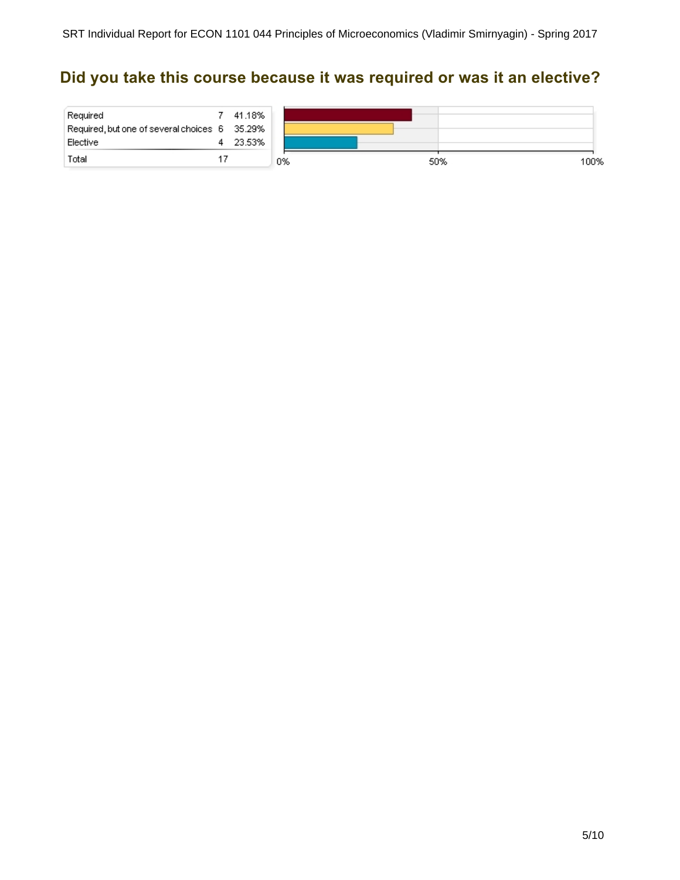## Did you take this course because it was required or was it an elective?

| Response | Count | Percent |
|---|---|---|
| Required | 7 | 41.18% |
| Required, but one of several choices | 6 | 35.29% |
| Elective | 4 | 23.53% |
| Total | 17 | |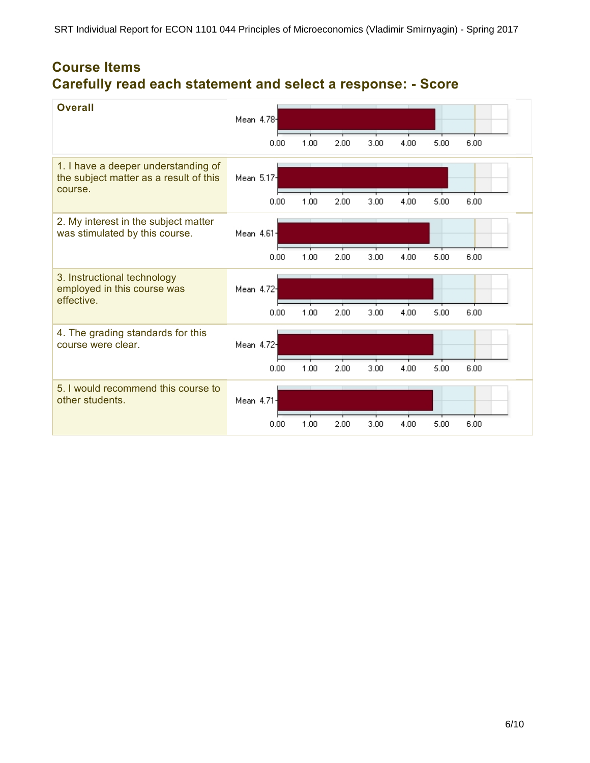## Course Items
## Carefully read each statement and select a response: - Score

| Item | Mean |
|---|---|
| **Overall** | 4.78 |
| 1. I have a deeper understanding of the subject matter as a result of this course. | 5.17 |
| 2. My interest in the subject matter was stimulated by this course. | 4.61 |
| 3. Instructional technology employed in this course was effective. | 4.72 |
| 4. The grading standards for this course were clear. | 4.72 |
| 5. I would recommend this course to other students. | 4.71 |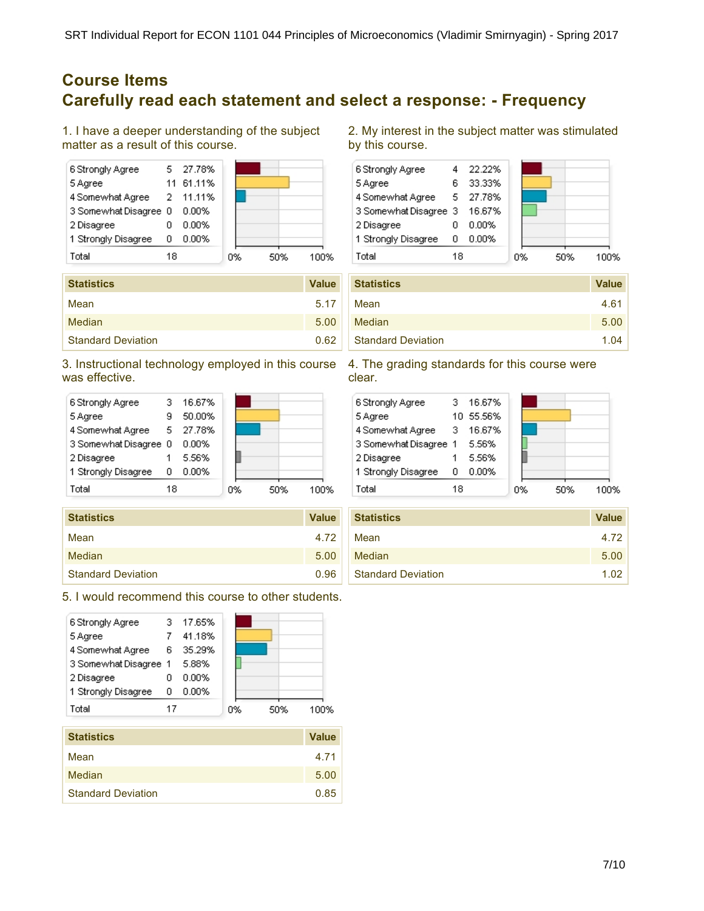## Course Items

## Carefully read each statement and select a response: - Frequency

### 1. I have a deeper understanding of the subject matter as a result of this course.

| Response | Count | Percent |
|---|---|---|
| 6 Strongly Agree | 5 | 27.78% |
| 5 Agree | 11 | 61.11% |
| 4 Somewhat Agree | 2 | 11.11% |
| 3 Somewhat Disagree | 0 | 0.00% |
| 2 Disagree | 0 | 0.00% |
| 1 Strongly Disagree | 0 | 0.00% |
| Total | 18 | |

| Statistics | Value |
|---|---|
| Mean | 5.17 |
| Median | 5.00 |
| Standard Deviation | 0.62 |

### 2. My interest in the subject matter was stimulated by this course.

| Response | Count | Percent |
|---|---|---|
| 6 Strongly Agree | 4 | 22.22% |
| 5 Agree | 6 | 33.33% |
| 4 Somewhat Agree | 5 | 27.78% |
| 3 Somewhat Disagree | 3 | 16.67% |
| 2 Disagree | 0 | 0.00% |
| 1 Strongly Disagree | 0 | 0.00% |
| Total | 18 | |

| Statistics | Value |
|---|---|
| Mean | 4.61 |
| Median | 5.00 |
| Standard Deviation | 1.04 |

### 3. Instructional technology employed in this course was effective.

| Response | Count | Percent |
|---|---|---|
| 6 Strongly Agree | 3 | 16.67% |
| 5 Agree | 9 | 50.00% |
| 4 Somewhat Agree | 5 | 27.78% |
| 3 Somewhat Disagree | 0 | 0.00% |
| 2 Disagree | 1 | 5.56% |
| 1 Strongly Disagree | 0 | 0.00% |
| Total | 18 | |

| Statistics | Value |
|---|---|
| Mean | 4.72 |
| Median | 5.00 |
| Standard Deviation | 0.96 |

### 4. The grading standards for this course were clear.

| Response | Count | Percent |
|---|---|---|
| 6 Strongly Agree | 3 | 16.67% |
| 5 Agree | 10 | 55.56% |
| 4 Somewhat Agree | 3 | 16.67% |
| 3 Somewhat Disagree | 1 | 5.56% |
| 2 Disagree | 1 | 5.56% |
| 1 Strongly Disagree | 0 | 0.00% |
| Total | 18 | |

| Statistics | Value |
|---|---|
| Mean | 4.72 |
| Median | 5.00 |
| Standard Deviation | 1.02 |

### 5. I would recommend this course to other students.

| Response | Count | Percent |
|---|---|---|
| 6 Strongly Agree | 3 | 17.65% |
| 5 Agree | 7 | 41.18% |
| 4 Somewhat Agree | 6 | 35.29% |
| 3 Somewhat Disagree | 1 | 5.88% |
| 2 Disagree | 0 | 0.00% |
| 1 Strongly Disagree | 0 | 0.00% |
| Total | 17 | |

| Statistics | Value |
|---|---|
| Mean | 4.71 |
| Median | 5.00 |
| Standard Deviation | 0.85 |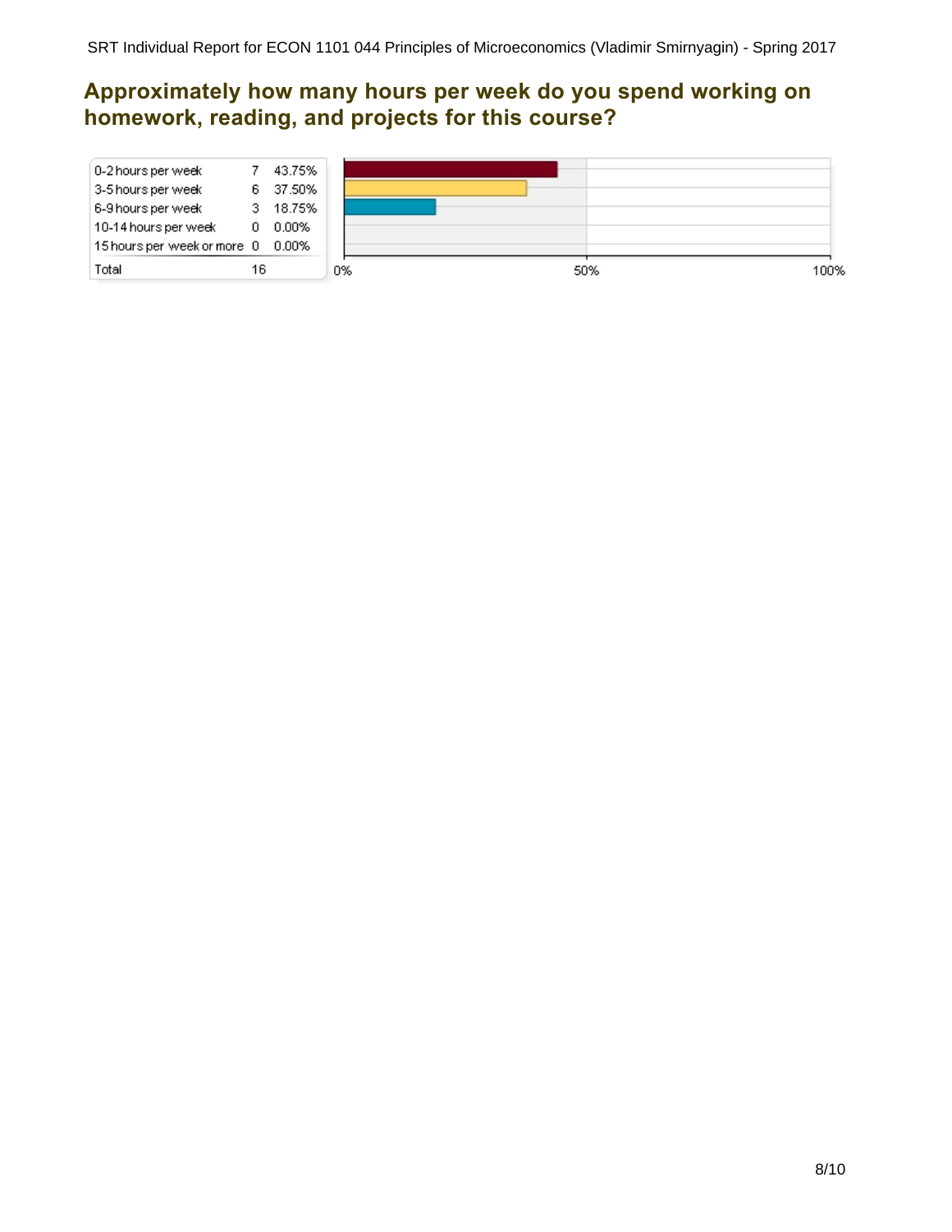## Approximately how many hours per week do you spend working on homework, reading, and projects for this course?

| Response | Count | Percent |
|---|---|---|
| 0-2 hours per week | 7 | 43.75% |
| 3-5 hours per week | 6 | 37.50% |
| 6-9 hours per week | 3 | 18.75% |
| 10-14 hours per week | 0 | 0.00% |
| 15 hours per week or more | 0 | 0.00% |
| Total | 16 | |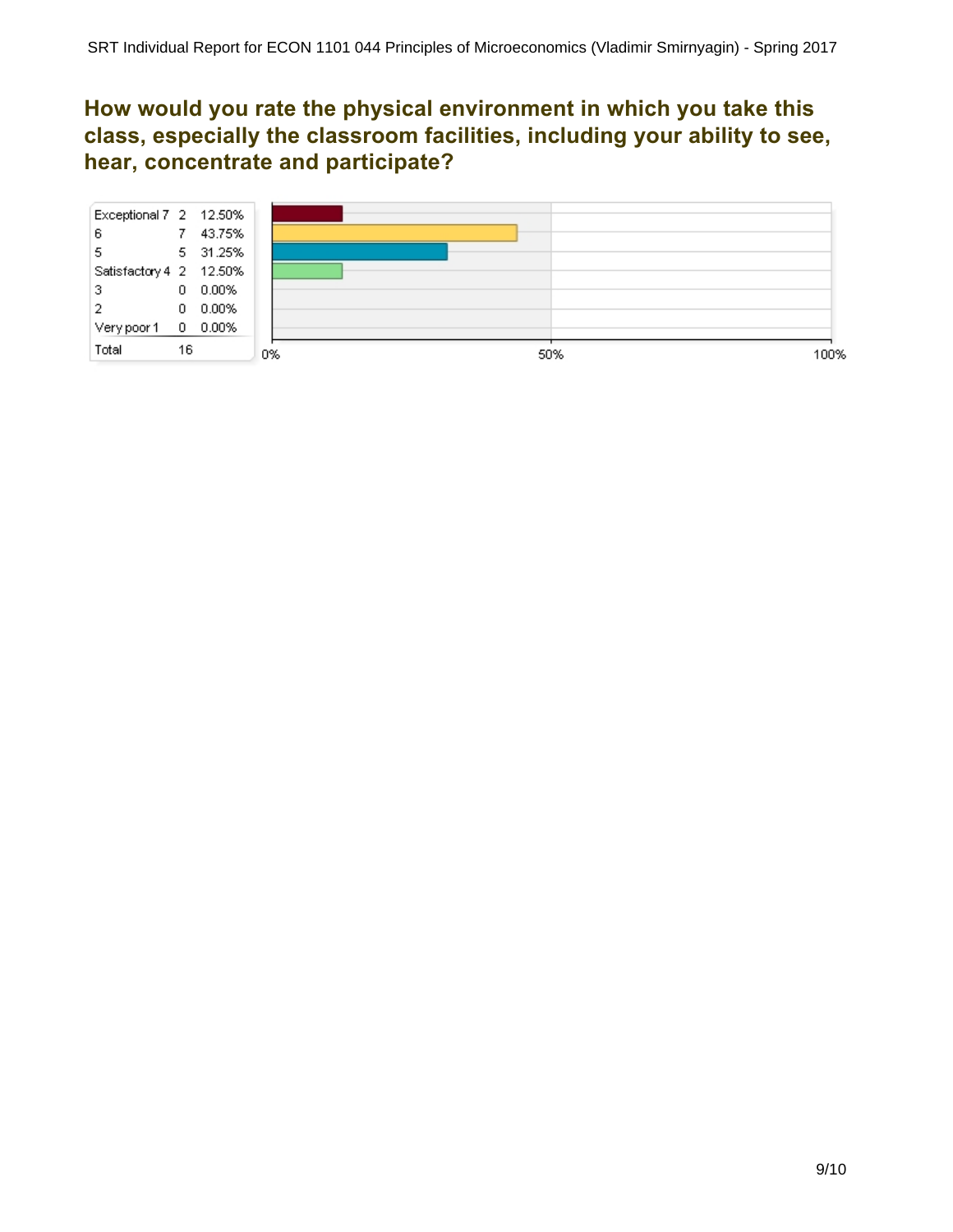## How would you rate the physical environment in which you take this class, especially the classroom facilities, including your ability to see, hear, concentrate and participate?

| Rating | Count | Percent |
|---|---|---|
| Exceptional 7 | 2 | 12.50% |
| 6 | 7 | 43.75% |
| 5 | 5 | 31.25% |
| Satisfactory 4 | 2 | 12.50% |
| 3 | 0 | 0.00% |
| 2 | 0 | 0.00% |
| Very poor 1 | 0 | 0.00% |
| Total | 16 | |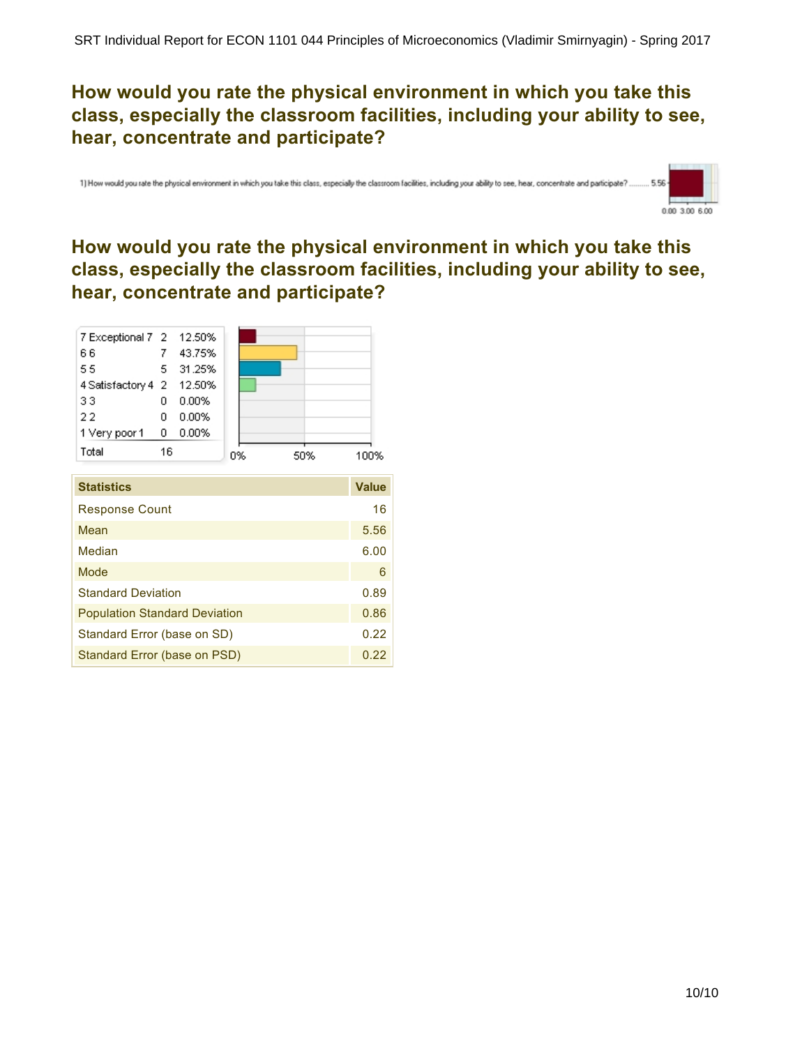## How would you rate the physical environment in which you take this class, especially the classroom facilities, including your ability to see, hear, concentrate and participate?

1) How would you rate the physical environment in which you take this class, especially the classroom facilities, including your ability to see, hear, concentrate and participate? .......... 5.56

0.00 3.00 6.00

## How would you rate the physical environment in which you take this class, especially the classroom facilities, including your ability to see, hear, concentrate and participate?

| | | |
|---|---|---|
| 7 Exceptional 7 | 2 | 12.50% |
| 6 6 | 7 | 43.75% |
| 5 5 | 5 | 31.25% |
| 4 Satisfactory 4 | 2 | 12.50% |
| 3 3 | 0 | 0.00% |
| 2 2 | 0 | 0.00% |
| 1 Very poor 1 | 0 | 0.00% |
| Total | 16 | |

0% 50% 100%

| Statistics | Value |
|---|---|
| Response Count | 16 |
| Mean | 5.56 |
| Median | 6.00 |
| Mode | 6 |
| Standard Deviation | 0.89 |
| Population Standard Deviation | 0.86 |
| Standard Error (base on SD) | 0.22 |
| Standard Error (base on PSD) | 0.22 |